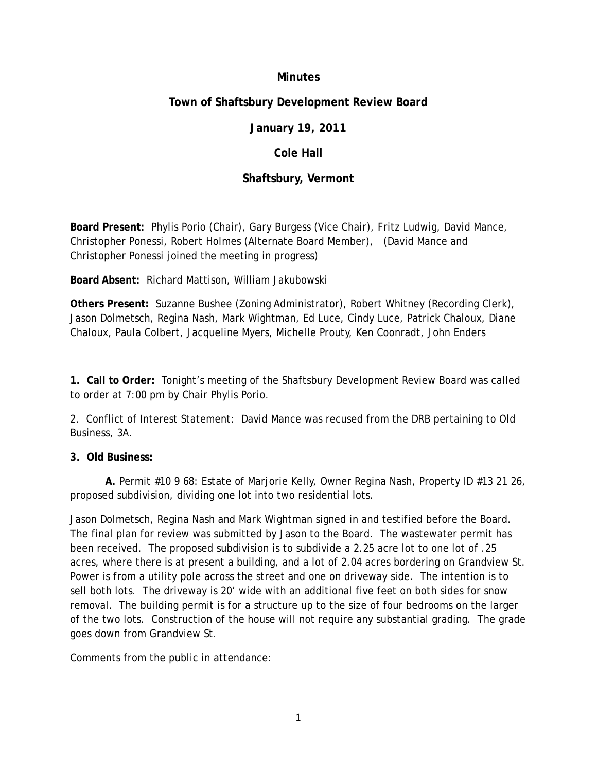**Minutes**

**Town of Shaftsbury Development Review Board**

**January 19, 2011**

**Cole Hall**

**Shaftsbury, Vermont**

**Board Present:** Phylis Porio (Chair), Gary Burgess (Vice Chair), Fritz Ludwig, David Mance, Christopher Ponessi, Robert Holmes (Alternate Board Member), (David Mance and Christopher Ponessi joined the meeting in progress)

**Board Absent:** Richard Mattison, William Jakubowski

**Others Present:** Suzanne Bushee (Zoning Administrator), Robert Whitney (Recording Clerk), Jason Dolmetsch, Regina Nash, Mark Wightman, Ed Luce, Cindy Luce, Patrick Chaloux, Diane Chaloux, Paula Colbert, Jacqueline Myers, Michelle Prouty, Ken Coonradt, John Enders

**1. Call to Order:** Tonight's meeting of the Shaftsbury Development Review Board was called to order at 7:00 pm by Chair Phylis Porio.

2. Conflict of Interest Statement: David Mance was recused from the DRB pertaining to Old Business, 3A.

**3. Old Business:**

**A.** Permit #10 9 68: Estate of Marjorie Kelly, Owner Regina Nash, Property ID #13 21 26, proposed subdivision, dividing one lot into two residential lots.

Jason Dolmetsch, Regina Nash and Mark Wightman signed in and testified before the Board. The final plan for review was submitted by Jason to the Board. The wastewater permit has been received. The proposed subdivision is to subdivide a 2.25 acre lot to one lot of .25 acres, where there is at present a building, and a lot of 2.04 acres bordering on Grandview St. Power is from a utility pole across the street and one on driveway side. The intention is to sell both lots. The driveway is 20' wide with an additional five feet on both sides for snow removal. The building permit is for a structure up to the size of four bedrooms on the larger of the two lots. Construction of the house will not require any substantial grading. The grade goes down from Grandview St.

Comments from the public in attendance: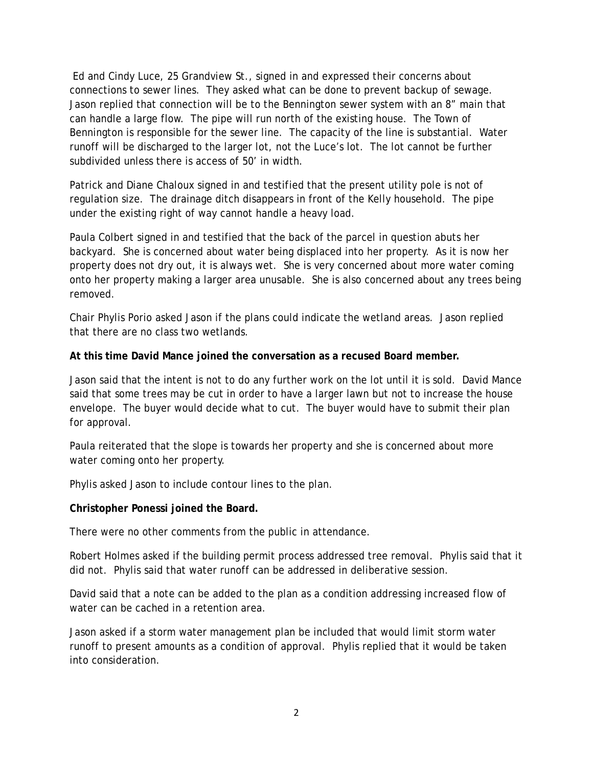Ed and Cindy Luce, 25 Grandview St., signed in and expressed their concerns about connections to sewer lines. They asked what can be done to prevent backup of sewage. Jason replied that connection will be to the Bennington sewer system with an 8" main that can handle a large flow. The pipe will run north of the existing house. The Town of Bennington is responsible for the sewer line. The capacity of the line is substantial. Water runoff will be discharged to the larger lot, not the Luce's lot. The lot cannot be further subdivided unless there is access of 50' in width.

Patrick and Diane Chaloux signed in and testified that the present utility pole is not of regulation size. The drainage ditch disappears in front of the Kelly household. The pipe under the existing right of way cannot handle a heavy load.

Paula Colbert signed in and testified that the back of the parcel in question abuts her backyard. She is concerned about water being displaced into her property. As it is now her property does not dry out, it is always wet. She is very concerned about more water coming onto her property making a larger area unusable. She is also concerned about any trees being removed.

Chair Phylis Porio asked Jason if the plans could indicate the wetland areas. Jason replied that there are no class two wetlands.

**At this time David Mance joined the conversation as a recused Board member.**

Jason said that the intent is not to do any further work on the lot until it is sold. David Mance said that some trees may be cut in order to have a larger lawn but not to increase the house envelope. The buyer would decide what to cut. The buyer would have to submit their plan for approval.

Paula reiterated that the slope is towards her property and she is concerned about more water coming onto her property.

Phylis asked Jason to include contour lines to the plan.

**Christopher Ponessi joined the Board.**

There were no other comments from the public in attendance.

Robert Holmes asked if the building permit process addressed tree removal. Phylis said that it did not. Phylis said that water runoff can be addressed in deliberative session.

David said that a note can be added to the plan as a condition addressing increased flow of water can be cached in a retention area.

Jason asked if a storm water management plan be included that would limit storm water runoff to present amounts as a condition of approval. Phylis replied that it would be taken into consideration.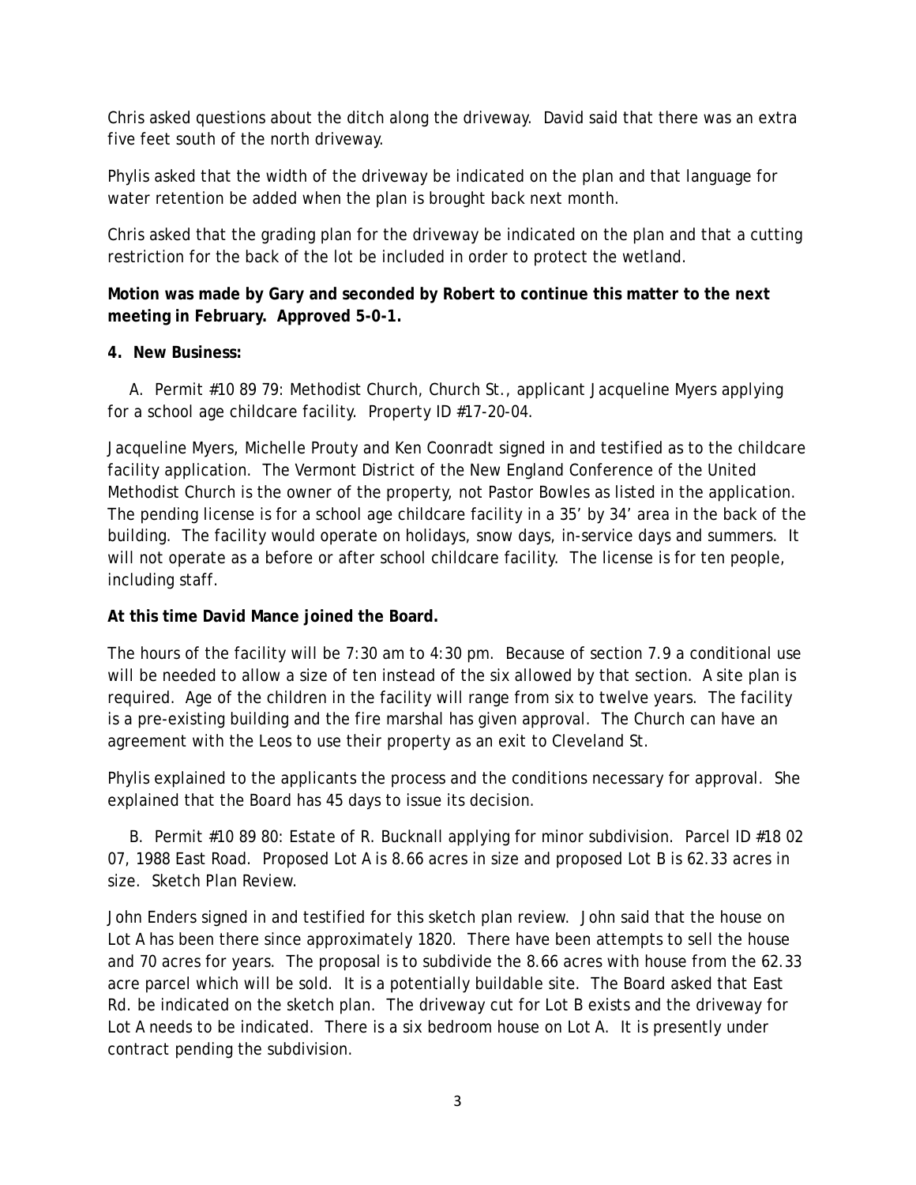Chris asked questions about the ditch along the driveway. David said that there was an extra five feet south of the north driveway.

Phylis asked that the width of the driveway be indicated on the plan and that language for water retention be added when the plan is brought back next month.

Chris asked that the grading plan for the driveway be indicated on the plan and that a cutting restriction for the back of the lot be included in order to protect the wetland.

**Motion was made by Gary and seconded by Robert to continue this matter to the next meeting in February. Approved 5-0-1.**

**4. New Business:**

A. Permit #10 89 79: Methodist Church, Church St., applicant Jacqueline Myers applying for a school age childcare facility. Property ID #17-20-04.

Jacqueline Myers, Michelle Prouty and Ken Coonradt signed in and testified as to the childcare facility application. The Vermont District of the New England Conference of the United Methodist Church is the owner of the property, not Pastor Bowles as listed in the application. The pending license is for a school age childcare facility in a 35' by 34' area in the back of the building. The facility would operate on holidays, snow days, in-service days and summers. It will not operate as a before or after school childcare facility. The license is for ten people, including staff.

**At this time David Mance joined the Board.**

The hours of the facility will be 7:30 am to 4:30 pm. Because of section 7.9 a conditional use will be needed to allow a size of ten instead of the six allowed by that section. A site plan is required. Age of the children in the facility will range from six to twelve years. The facility is a pre-existing building and the fire marshal has given approval. The Church can have an agreement with the Leos to use their property as an exit to Cleveland St.

Phylis explained to the applicants the process and the conditions necessary for approval. She explained that the Board has 45 days to issue its decision.

B. Permit #10 89 80: Estate of R. Bucknall applying for minor subdivision. Parcel ID #18 02 07, 1988 East Road. Proposed Lot A is 8.66 acres in size and proposed Lot B is 62.33 acres in size. Sketch Plan Review.

John Enders signed in and testified for this sketch plan review. John said that the house on Lot A has been there since approximately 1820. There have been attempts to sell the house and 70 acres for years. The proposal is to subdivide the 8.66 acres with house from the 62.33 acre parcel which will be sold. It is a potentially buildable site. The Board asked that East Rd. be indicated on the sketch plan. The driveway cut for Lot B exists and the driveway for Lot A needs to be indicated. There is a six bedroom house on Lot A. It is presently under contract pending the subdivision.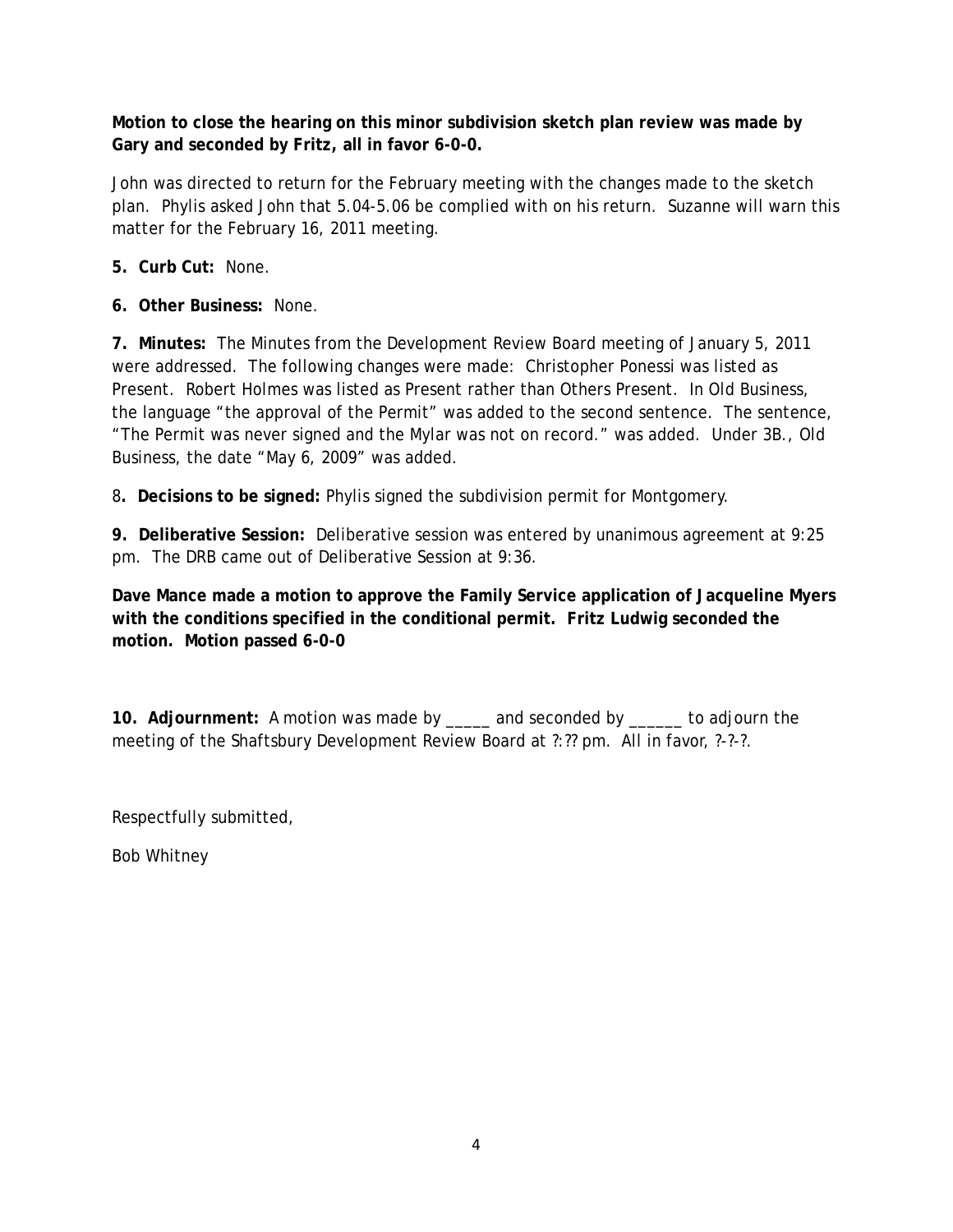**Motion to close the hearing on this minor subdivision sketch plan review was made by Gary and seconded by Fritz, all in favor 6-0-0.**

John was directed to return for the February meeting with the changes made to the sketch plan. Phylis asked John that 5.04-5.06 be complied with on his return. Suzanne will warn this matter for the February 16, 2011 meeting.

**5. Curb Cut:** None.

**6. Other Business:** None.

**7. Minutes:** The Minutes from the Development Review Board meeting of January 5, 2011 were addressed. The following changes were made: Christopher Ponessi was listed as Present. Robert Holmes was listed as Present rather than Others Present. In Old Business, the language "the approval of the Permit" was added to the second sentence. The sentence, "The Permit was never signed and the Mylar was not on record." was added. Under 3B., Old Business, the date "May 6, 2009" was added.

8**. Decisions to be signed:** Phylis signed the subdivision permit for Montgomery.

**9. Deliberative Session:** Deliberative session was entered by unanimous agreement at 9:25 pm. The DRB came out of Deliberative Session at 9:36.

**Dave Mance made a motion to approve the Family Service application of Jacqueline Myers with the conditions specified in the conditional permit. Fritz Ludwig seconded the motion. Motion passed 6-0-0**

**10. Adjournment:** A motion was made by _____ and seconded by ______ to adjourn the meeting of the Shaftsbury Development Review Board at ?:?? pm. All in favor, ?-?-?.

Respectfully submitted,

Bob Whitney